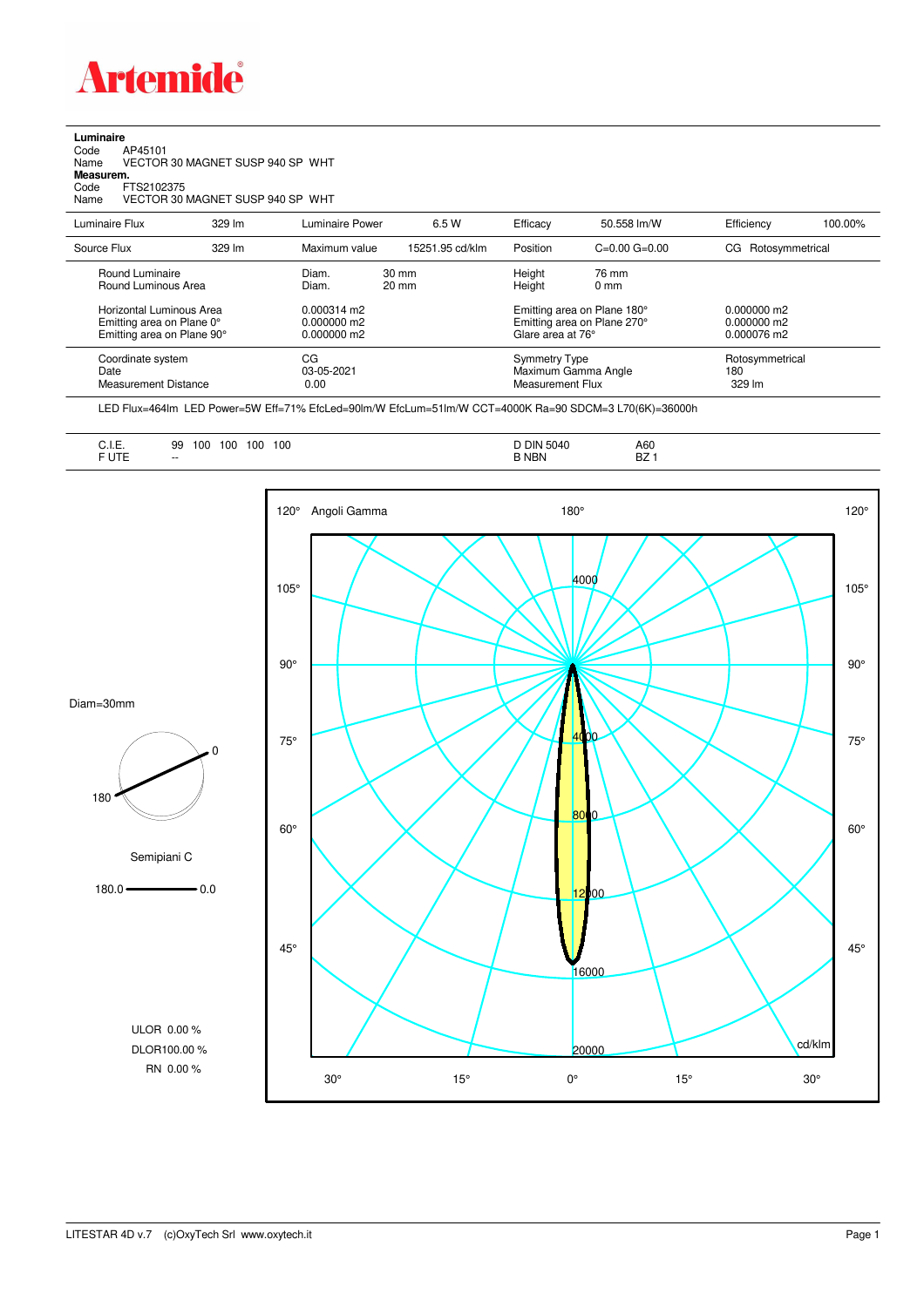# Artemide

**Luminaire**
Code AP45101
Name VECTOR 30 MAGNET SUSP 940 SP WHT

**Measurem.**
Code FTS2102375
Name VECTOR 30 MAGNET SUSP 940 SP WHT

| Luminaire Flux | 329 lm | Luminaire Power | 6.5 W | Efficacy | 50.558 lm/W | Efficiency | 100.00% |
|---|---|---|---|---|---|---|---|
| Source Flux | 329 lm | Maximum value | 15251.95 cd/klm | Position | C=0.00 G=0.00 | CG | Rotosymmetrical |

| | | | | |
|---|---|---|---|---|
| Round Luminaire | Diam. 30 mm | Height 76 mm | | |
| Round Luminous Area | Diam. 20 mm | Height 0 mm | | |
| Horizontal Luminous Area | 0.000314 m2 | Emitting area on Plane 180° | 0.000000 m2 | |
| Emitting area on Plane 0° | 0.000000 m2 | Emitting area on Plane 270° | 0.000000 m2 | |
| Emitting area on Plane 90° | 0.000000 m2 | Glare area at 76° | 0.000076 m2 | |

| | | | |
|---|---|---|---|
| Coordinate system | CG | Symmetry Type | Rotosymmetrical |
| Date | 03-05-2021 | Maximum Gamma Angle | 180 |
| Measurement Distance | 0.00 | Measurement Flux | 329 lm |

LED Flux=464lm LED Power=5W Eff=71% EfcLed=90lm/W EfcLum=51lm/W CCT=4000K Ra=90 SDCM=3 L70(6K)=36000h

| | | | |
|---|---|---|---|
| C.I.E. | 99 100 100 100 100 | D DIN 5040 | A60 |
| F UTE | -- | B NBN | BZ 1 |

Diam=30mm

Semipiani C

180.0 — 0.0

ULOR 0.00 %
DLOR100.00 %
RN 0.00 %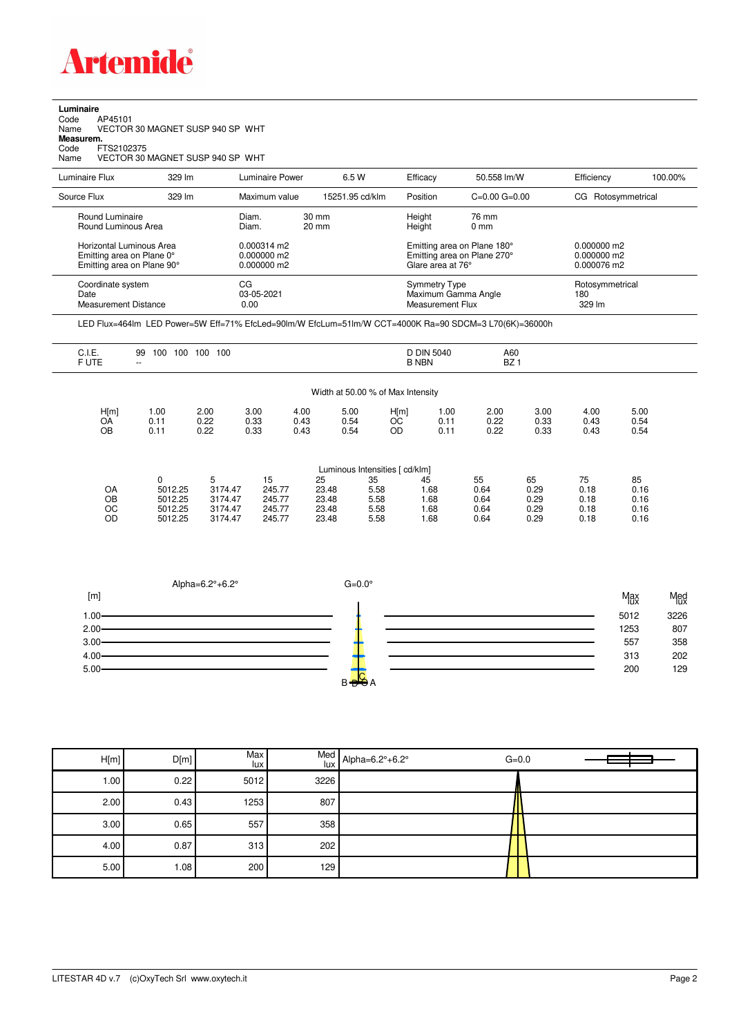Artemide

**Luminaire**

Code AP45101
Name VECTOR 30 MAGNET SUSP 940 SP WHT

**Measurem.**

Code FTS2102375
Name VECTOR 30 MAGNET SUSP 940 SP WHT

| | | | | | | | |
|---|---|---|---|---|---|---|---|
| Luminaire Flux | 329 lm | Luminaire Power | 6.5 W | Efficacy | 50.558 lm/W | Efficiency | 100.00% |
| Source Flux | 329 lm | Maximum value | 15251.95 cd/klm | Position | C=0.00 G=0.00 | CG Rotosymmetrical | |

| | | | | | |
|---|---|---|---|---|---|
| Round Luminaire | Diam. | 30 mm | Height | 76 mm | |
| Round Luminous Area | Diam. | 20 mm | Height | 0 mm | |
| Horizontal Luminous Area | 0.000314 m2 | | Emitting area on Plane 180° | | 0.000000 m2 |
| Emitting area on Plane 0° | 0.000000 m2 | | Emitting area on Plane 270° | | 0.000000 m2 |
| Emitting area on Plane 90° | 0.000000 m2 | | Glare area at 76° | | 0.000076 m2 |
| Coordinate system | CG | | Symmetry Type | | Rotosymmetrical |
| Date | 03-05-2021 | | Maximum Gamma Angle | | 180 |
| Measurement Distance | 0.00 | | Measurement Flux | | 329 lm |

LED Flux=464lm LED Power=5W Eff=71% EfcLed=90lm/W EfcLum=51lm/W CCT=4000K Ra=90 SDCM=3 L70(6K)=36000h

| | | | |
|---|---|---|---|
| C.I.E. | 99 100 100 100 100 | D DIN 5040 | A60 |
| F UTE | -- | B NBN | BZ 1 |

Width at 50.00 % of Max Intensity

| H[m] | 1.00 | 2.00 | 3.00 | 4.00 | 5.00 | H[m] | 1.00 | 2.00 | 3.00 | 4.00 | 5.00 |
|---|---|---|---|---|---|---|---|---|---|---|---|
| OA | 0.11 | 0.22 | 0.33 | 0.43 | 0.54 | OC | 0.11 | 0.22 | 0.33 | 0.43 | 0.54 |
| OB | 0.11 | 0.22 | 0.33 | 0.43 | 0.54 | OD | 0.11 | 0.22 | 0.33 | 0.43 | 0.54 |

Luminous Intensities [ cd/klm]

| | 0 | 5 | 15 | 25 | 35 | 45 | 55 | 65 | 75 | 85 |
|---|---|---|---|---|---|---|---|---|---|---|
| OA | 5012.25 | 3174.47 | 245.77 | 23.48 | 5.58 | 1.68 | 0.64 | 0.29 | 0.18 | 0.16 |
| OB | 5012.25 | 3174.47 | 245.77 | 23.48 | 5.58 | 1.68 | 0.64 | 0.29 | 0.18 | 0.16 |
| OC | 5012.25 | 3174.47 | 245.77 | 23.48 | 5.58 | 1.68 | 0.64 | 0.29 | 0.18 | 0.16 |
| OD | 5012.25 | 3174.47 | 245.77 | 23.48 | 5.58 | 1.68 | 0.64 | 0.29 | 0.18 | 0.16 |

Alpha=6.2°+6.2°
G=0.0°
[m]
Max lux
Med lux
1.00 5012 3226
2.00 1253 807
3.00 557 358
4.00 313 202
5.00 200 129
B D C A

| H[m] | D[m] | Max lux | Med lux | Alpha=6.2°+6.2° G=0.0 |
|---|---|---|---|---|
| 1.00 | 0.22 | 5012 | 3226 | |
| 2.00 | 0.43 | 1253 | 807 | |
| 3.00 | 0.65 | 557 | 358 | |
| 4.00 | 0.87 | 313 | 202 | |
| 5.00 | 1.08 | 200 | 129 | |

LITESTAR 4D v.7 (c)OxyTech Srl www.oxytech.it